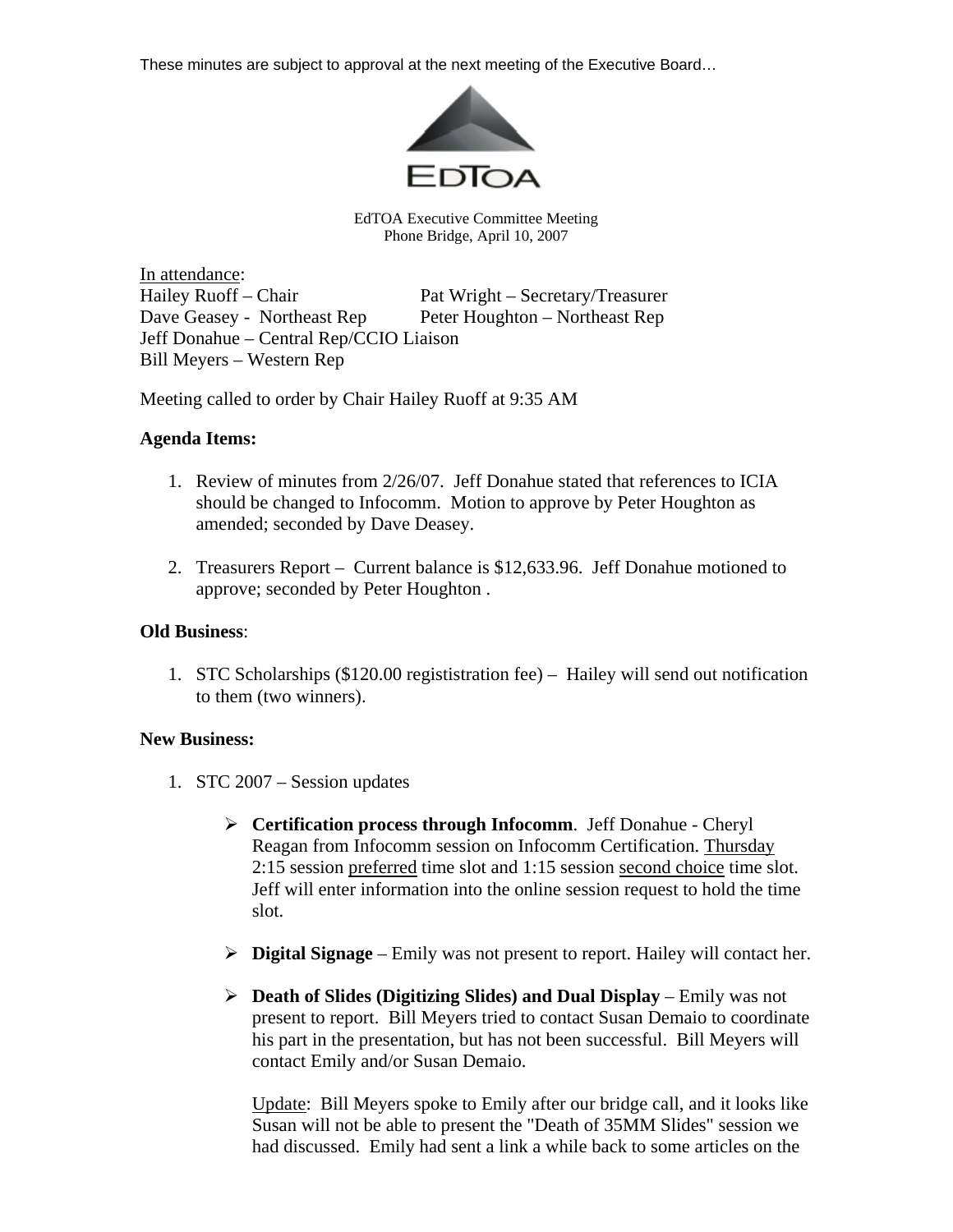These minutes are subject to approval at the next meeting of the Executive Board…

EDTOA

EdTOA Executive Committee Meeting
Phone Bridge, April 10, 2007

<u>In attendance</u>:

Hailey Ruoff – Chair
Pat Wright – Secretary/Treasurer
Dave Geasey - Northeast Rep
Peter Houghton – Northeast Rep
Jeff Donahue – Central Rep/CCIO Liaison
Bill Meyers – Western Rep

Meeting called to order by Chair Hailey Ruoff at 9:35 AM

**Agenda Items:**

1. Review of minutes from 2/26/07. Jeff Donahue stated that references to ICIA should be changed to Infocomm. Motion to approve by Peter Houghton as amended; seconded by Dave Deasey.

2. Treasurers Report – Current balance is $12,633.96. Jeff Donahue motioned to approve; seconded by Peter Houghton .

**Old Business**:

1. STC Scholarships ($120.00 regististration fee) – Hailey will send out notification to them (two winners).

**New Business:**

1. STC 2007 – Session updates

   - **Certification process through Infocomm**. Jeff Donahue - Cheryl Reagan from Infocomm session on Infocomm Certification. <u>Thursday</u> 2:15 session <u>preferred</u> time slot and 1:15 session <u>second choice</u> time slot. Jeff will enter information into the online session request to hold the time slot.

   - **Digital Signage** – Emily was not present to report. Hailey will contact her.

   - **Death of Slides (Digitizing Slides) and Dual Display** – Emily was not present to report. Bill Meyers tried to contact Susan Demaio to coordinate his part in the presentation, but has not been successful. Bill Meyers will contact Emily and/or Susan Demaio.

     <u>Update</u>: Bill Meyers spoke to Emily after our bridge call, and it looks like Susan will not be able to present the "Death of 35MM Slides" session we had discussed. Emily had sent a link a while back to some articles on the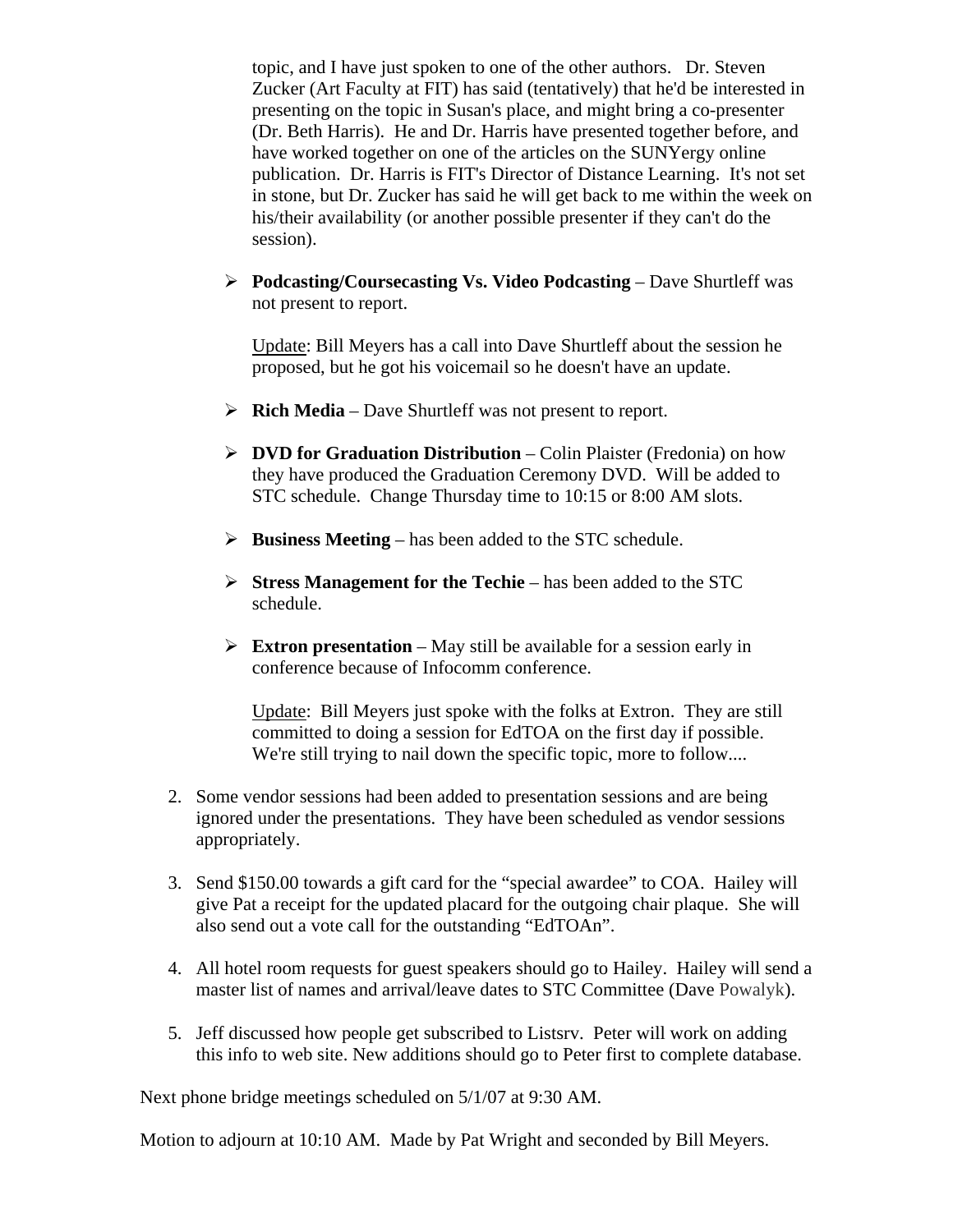topic, and I have just spoken to one of the other authors. Dr. Steven Zucker (Art Faculty at FIT) has said (tentatively) that he'd be interested in presenting on the topic in Susan's place, and might bring a co-presenter (Dr. Beth Harris). He and Dr. Harris have presented together before, and have worked together on one of the articles on the SUNYergy online publication. Dr. Harris is FIT's Director of Distance Learning. It's not set in stone, but Dr. Zucker has said he will get back to me within the week on his/their availability (or another possible presenter if they can't do the session).

- **Podcasting/Coursecasting Vs. Video Podcasting** – Dave Shurtleff was not present to report.

  Update: Bill Meyers has a call into Dave Shurtleff about the session he proposed, but he got his voicemail so he doesn't have an update.

- **Rich Media** – Dave Shurtleff was not present to report.

- **DVD for Graduation Distribution** – Colin Plaister (Fredonia) on how they have produced the Graduation Ceremony DVD. Will be added to STC schedule. Change Thursday time to 10:15 or 8:00 AM slots.

- **Business Meeting** – has been added to the STC schedule.

- **Stress Management for the Techie** – has been added to the STC schedule.

- **Extron presentation** – May still be available for a session early in conference because of Infocomm conference.

  Update: Bill Meyers just spoke with the folks at Extron. They are still committed to doing a session for EdTOA on the first day if possible. We're still trying to nail down the specific topic, more to follow....

2. Some vendor sessions had been added to presentation sessions and are being ignored under the presentations. They have been scheduled as vendor sessions appropriately.

3. Send $150.00 towards a gift card for the "special awardee" to COA. Hailey will give Pat a receipt for the updated placard for the outgoing chair plaque. She will also send out a vote call for the outstanding "EdTOAn".

4. All hotel room requests for guest speakers should go to Hailey. Hailey will send a master list of names and arrival/leave dates to STC Committee (Dave Powalyk).

5. Jeff discussed how people get subscribed to Listsrv. Peter will work on adding this info to web site. New additions should go to Peter first to complete database.

Next phone bridge meetings scheduled on 5/1/07 at 9:30 AM.

Motion to adjourn at 10:10 AM. Made by Pat Wright and seconded by Bill Meyers.